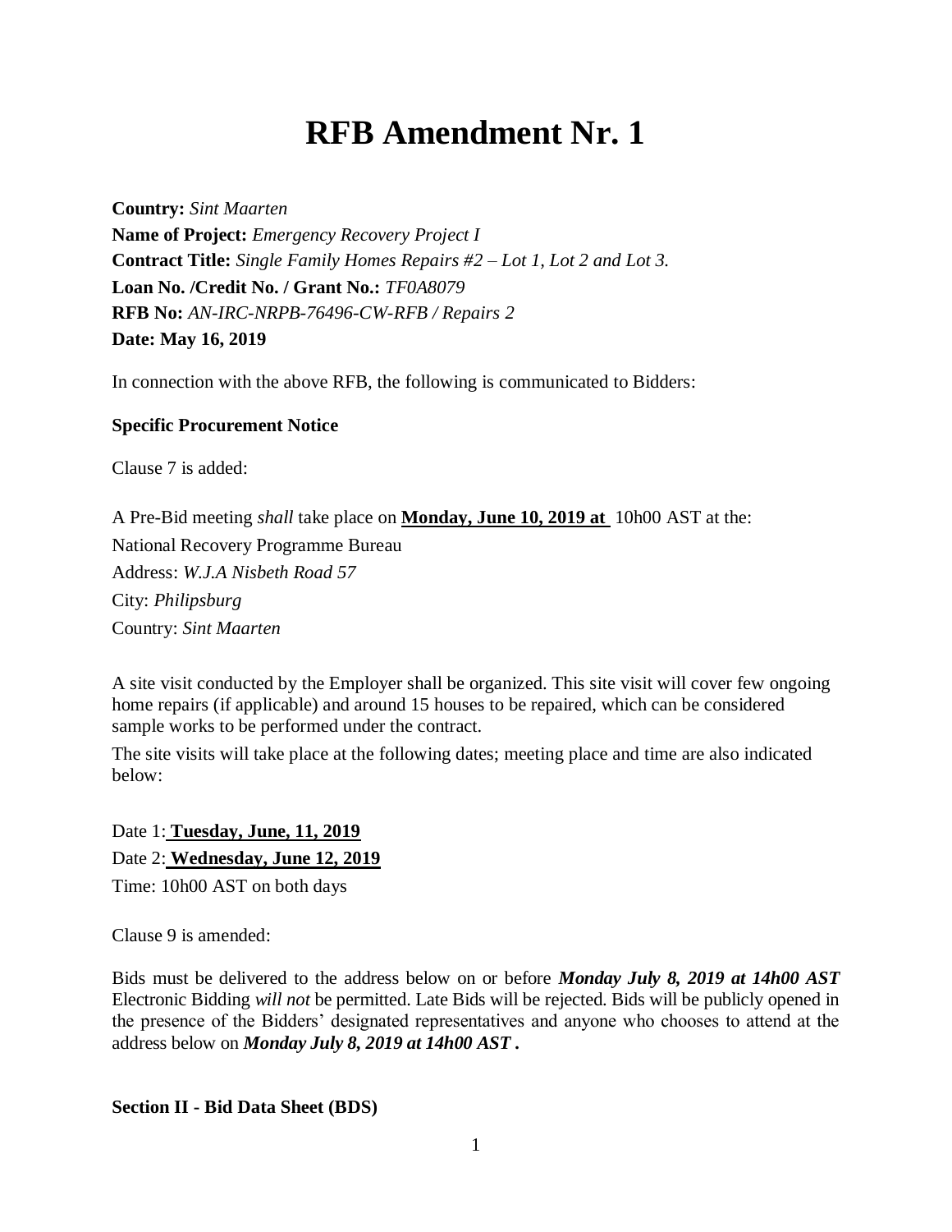# RFB Amendment Nr. 1

**Country:** *Sint Maarten*
**Name of Project:** *Emergency Recovery Project I*
**Contract Title:** *Single Family Homes Repairs #2 – Lot 1, Lot 2 and Lot 3.*
**Loan No. /Credit No. / Grant No.:** *TF0A8079*
**RFB No:** *AN-IRC-NRPB-76496-CW-RFB / Repairs 2*
**Date: May 16, 2019**

In connection with the above RFB, the following is communicated to Bidders:

**Specific Procurement Notice**

Clause 7 is added:

A Pre-Bid meeting *shall* take place on **Monday, June 10, 2019 at** 10h00 AST at the:
National Recovery Programme Bureau
Address: *W.J.A Nisbeth Road 57*
City: *Philipsburg*
Country: *Sint Maarten*

A site visit conducted by the Employer shall be organized. This site visit will cover few ongoing home repairs (if applicable) and around 15 houses to be repaired, which can be considered sample works to be performed under the contract.

The site visits will take place at the following dates; meeting place and time are also indicated below:

Date 1: **Tuesday, June, 11, 2019**
Date 2: **Wednesday, June 12, 2019**
Time: 10h00 AST on both days

Clause 9 is amended:

Bids must be delivered to the address below on or before ***Monday July 8, 2019 at 14h00 AST*** Electronic Bidding *will not* be permitted. Late Bids will be rejected. Bids will be publicly opened in the presence of the Bidders' designated representatives and anyone who chooses to attend at the address below on ***Monday July 8, 2019 at 14h00 AST .***

**Section II - Bid Data Sheet (BDS)**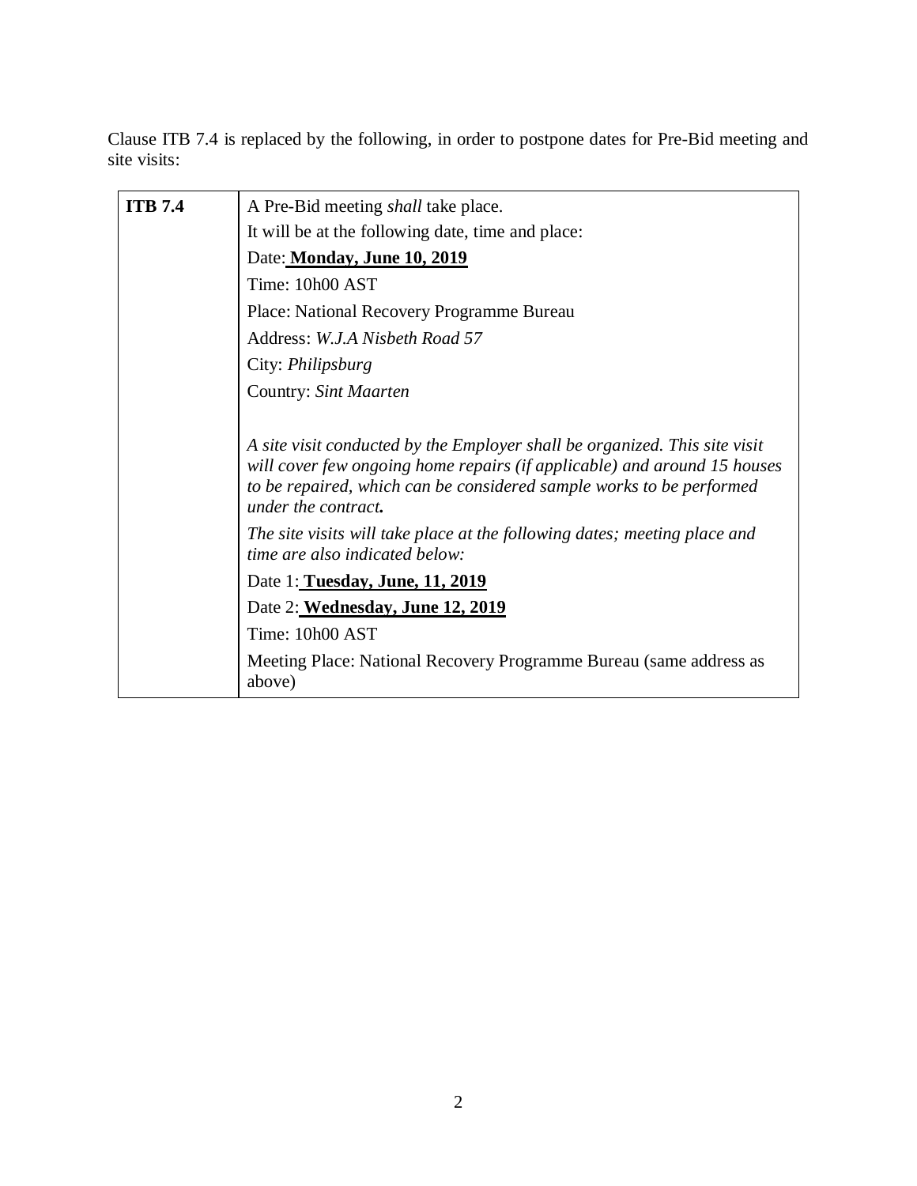Clause ITB 7.4 is replaced by the following, in order to postpone dates for Pre-Bid meeting and site visits:

| | |
|---|---|
| **ITB 7.4** | A Pre-Bid meeting *shall* take place.<br>It will be at the following date, time and place:<br>Date: **Monday, June 10, 2019**<br>Time: 10h00 AST<br>Place: National Recovery Programme Bureau<br>Address: *W.J.A Nisbeth Road 57*<br>City: *Philipsburg*<br>Country: *Sint Maarten*<br><br>*A site visit conducted by the Employer shall be organized. This site visit will cover few ongoing home repairs (if applicable) and around 15 houses to be repaired, which can be considered sample works to be performed under the contract.*<br>*The site visits will take place at the following dates; meeting place and time are also indicated below:*<br>Date 1: **Tuesday, June, 11, 2019**<br>Date 2: **Wednesday, June 12, 2019**<br>Time: 10h00 AST<br>Meeting Place: National Recovery Programme Bureau (same address as above) |